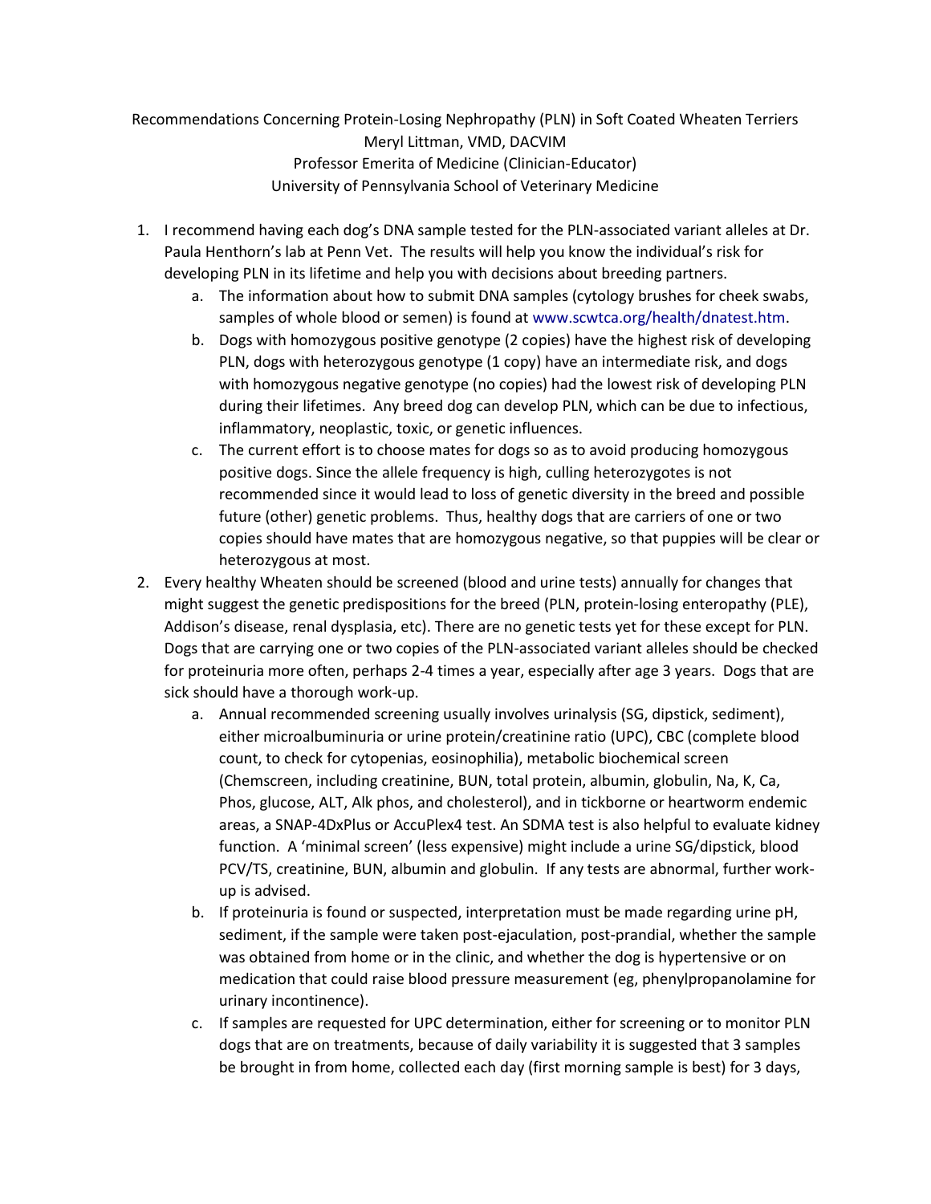Recommendations Concerning Protein-Losing Nephropathy (PLN) in Soft Coated Wheaten Terriers

Meryl Littman, VMD, DACVIM

Professor Emerita of Medicine (Clinician-Educator)

University of Pennsylvania School of Veterinary Medicine

1. I recommend having each dog's DNA sample tested for the PLN-associated variant alleles at Dr. Paula Henthorn's lab at Penn Vet. The results will help you know the individual's risk for developing PLN in its lifetime and help you with decisions about breeding partners.
   a. The information about how to submit DNA samples (cytology brushes for cheek swabs, samples of whole blood or semen) is found at www.scwtca.org/health/dnatest.htm.
   b. Dogs with homozygous positive genotype (2 copies) have the highest risk of developing PLN, dogs with heterozygous genotype (1 copy) have an intermediate risk, and dogs with homozygous negative genotype (no copies) had the lowest risk of developing PLN during their lifetimes. Any breed dog can develop PLN, which can be due to infectious, inflammatory, neoplastic, toxic, or genetic influences.
   c. The current effort is to choose mates for dogs so as to avoid producing homozygous positive dogs. Since the allele frequency is high, culling heterozygotes is not recommended since it would lead to loss of genetic diversity in the breed and possible future (other) genetic problems. Thus, healthy dogs that are carriers of one or two copies should have mates that are homozygous negative, so that puppies will be clear or heterozygous at most.
2. Every healthy Wheaten should be screened (blood and urine tests) annually for changes that might suggest the genetic predispositions for the breed (PLN, protein-losing enteropathy (PLE), Addison's disease, renal dysplasia, etc). There are no genetic tests yet for these except for PLN. Dogs that are carrying one or two copies of the PLN-associated variant alleles should be checked for proteinuria more often, perhaps 2-4 times a year, especially after age 3 years. Dogs that are sick should have a thorough work-up.
   a. Annual recommended screening usually involves urinalysis (SG, dipstick, sediment), either microalbuminuria or urine protein/creatinine ratio (UPC), CBC (complete blood count, to check for cytopenias, eosinophilia), metabolic biochemical screen (Chemscreen, including creatinine, BUN, total protein, albumin, globulin, Na, K, Ca, Phos, glucose, ALT, Alk phos, and cholesterol), and in tickborne or heartworm endemic areas, a SNAP-4DxPlus or AccuPlex4 test. An SDMA test is also helpful to evaluate kidney function. A 'minimal screen' (less expensive) might include a urine SG/dipstick, blood PCV/TS, creatinine, BUN, albumin and globulin. If any tests are abnormal, further work-up is advised.
   b. If proteinuria is found or suspected, interpretation must be made regarding urine pH, sediment, if the sample were taken post-ejaculation, post-prandial, whether the sample was obtained from home or in the clinic, and whether the dog is hypertensive or on medication that could raise blood pressure measurement (eg, phenylpropanolamine for urinary incontinence).
   c. If samples are requested for UPC determination, either for screening or to monitor PLN dogs that are on treatments, because of daily variability it is suggested that 3 samples be brought in from home, collected each day (first morning sample is best) for 3 days,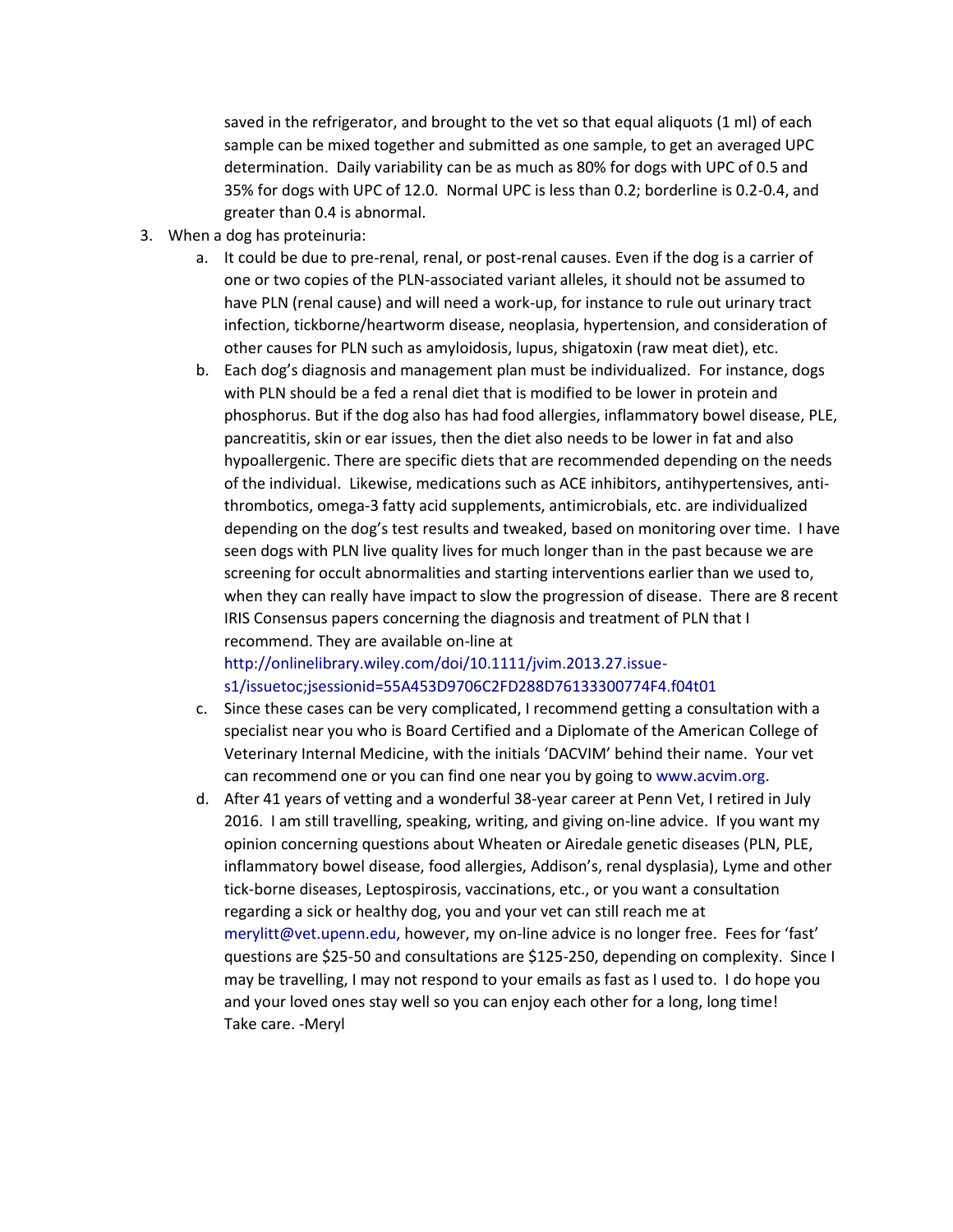saved in the refrigerator, and brought to the vet so that equal aliquots (1 ml) of each sample can be mixed together and submitted as one sample, to get an averaged UPC determination. Daily variability can be as much as 80% for dogs with UPC of 0.5 and 35% for dogs with UPC of 12.0. Normal UPC is less than 0.2; borderline is 0.2-0.4, and greater than 0.4 is abnormal.

3. When a dog has proteinuria:
   a. It could be due to pre-renal, renal, or post-renal causes. Even if the dog is a carrier of one or two copies of the PLN-associated variant alleles, it should not be assumed to have PLN (renal cause) and will need a work-up, for instance to rule out urinary tract infection, tickborne/heartworm disease, neoplasia, hypertension, and consideration of other causes for PLN such as amyloidosis, lupus, shigatoxin (raw meat diet), etc.
   b. Each dog's diagnosis and management plan must be individualized. For instance, dogs with PLN should be a fed a renal diet that is modified to be lower in protein and phosphorus. But if the dog also has had food allergies, inflammatory bowel disease, PLE, pancreatitis, skin or ear issues, then the diet also needs to be lower in fat and also hypoallergenic. There are specific diets that are recommended depending on the needs of the individual. Likewise, medications such as ACE inhibitors, antihypertensives, anti-thrombotics, omega-3 fatty acid supplements, antimicrobials, etc. are individualized depending on the dog's test results and tweaked, based on monitoring over time. I have seen dogs with PLN live quality lives for much longer than in the past because we are screening for occult abnormalities and starting interventions earlier than we used to, when they can really have impact to slow the progression of disease. There are 8 recent IRIS Consensus papers concerning the diagnosis and treatment of PLN that I recommend. They are available on-line at http://onlinelibrary.wiley.com/doi/10.1111/jvim.2013.27.issue-s1/issuetoc;jsessionid=55A453D9706C2FD288D76133300774F4.f04t01
   c. Since these cases can be very complicated, I recommend getting a consultation with a specialist near you who is Board Certified and a Diplomate of the American College of Veterinary Internal Medicine, with the initials 'DACVIM' behind their name. Your vet can recommend one or you can find one near you by going to www.acvim.org.
   d. After 41 years of vetting and a wonderful 38-year career at Penn Vet, I retired in July 2016. I am still travelling, speaking, writing, and giving on-line advice. If you want my opinion concerning questions about Wheaten or Airedale genetic diseases (PLN, PLE, inflammatory bowel disease, food allergies, Addison's, renal dysplasia), Lyme and other tick-borne diseases, Leptospirosis, vaccinations, etc., or you want a consultation regarding a sick or healthy dog, you and your vet can still reach me at merylitt@vet.upenn.edu, however, my on-line advice is no longer free. Fees for 'fast' questions are $25-50 and consultations are $125-250, depending on complexity. Since I may be travelling, I may not respond to your emails as fast as I used to. I do hope you and your loved ones stay well so you can enjoy each other for a long, long time!
   Take care. -Meryl